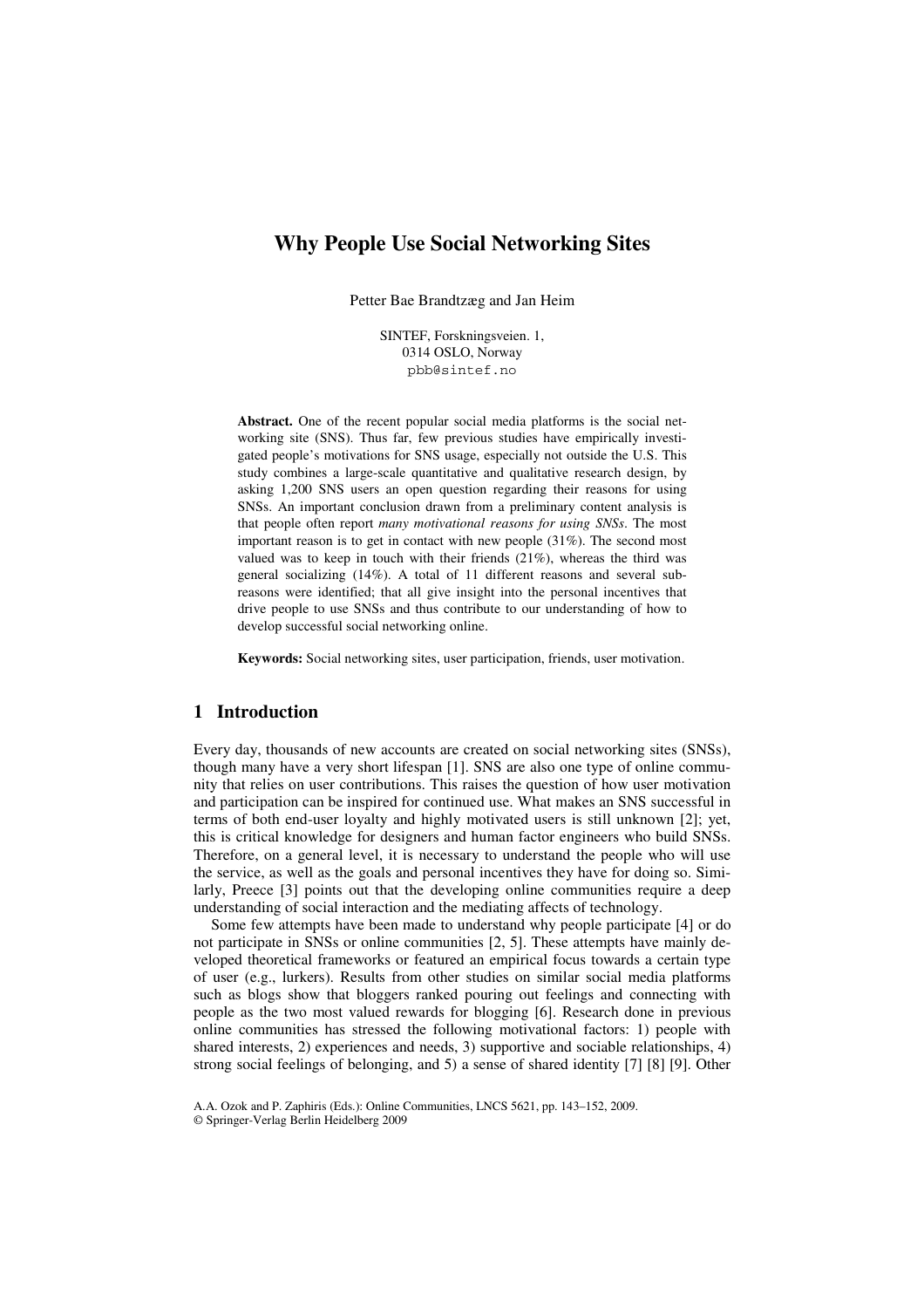# Why People Use Social Networking Sites

Petter Bae Brandtzæg and Jan Heim

SINTEF, Forskningsveien. 1,
0314 OSLO, Norway
pbb@sintef.no

**Abstract.** One of the recent popular social media platforms is the social networking site (SNS). Thus far, few previous studies have empirically investigated people's motivations for SNS usage, especially not outside the U.S. This study combines a large-scale quantitative and qualitative research design, by asking 1,200 SNS users an open question regarding their reasons for using SNSs. An important conclusion drawn from a preliminary content analysis is that people often report *many motivational reasons for using SNSs*. The most important reason is to get in contact with new people (31%). The second most valued was to keep in touch with their friends (21%), whereas the third was general socializing (14%). A total of 11 different reasons and several sub-reasons were identified; that all give insight into the personal incentives that drive people to use SNSs and thus contribute to our understanding of how to develop successful social networking online.

**Keywords:** Social networking sites, user participation, friends, user motivation.

## 1 Introduction

Every day, thousands of new accounts are created on social networking sites (SNSs), though many have a very short lifespan [1]. SNS are also one type of online community that relies on user contributions. This raises the question of how user motivation and participation can be inspired for continued use. What makes an SNS successful in terms of both end-user loyalty and highly motivated users is still unknown [2]; yet, this is critical knowledge for designers and human factor engineers who build SNSs. Therefore, on a general level, it is necessary to understand the people who will use the service, as well as the goals and personal incentives they have for doing so. Similarly, Preece [3] points out that the developing online communities require a deep understanding of social interaction and the mediating affects of technology.

Some few attempts have been made to understand why people participate [4] or do not participate in SNSs or online communities [2, 5]. These attempts have mainly developed theoretical frameworks or featured an empirical focus towards a certain type of user (e.g., lurkers). Results from other studies on similar social media platforms such as blogs show that bloggers ranked pouring out feelings and connecting with people as the two most valued rewards for blogging [6]. Research done in previous online communities has stressed the following motivational factors: 1) people with shared interests, 2) experiences and needs, 3) supportive and sociable relationships, 4) strong social feelings of belonging, and 5) a sense of shared identity [7] [8] [9]. Other

A.A. Ozok and P. Zaphiris (Eds.): Online Communities, LNCS 5621, pp. 143–152, 2009.
© Springer-Verlag Berlin Heidelberg 2009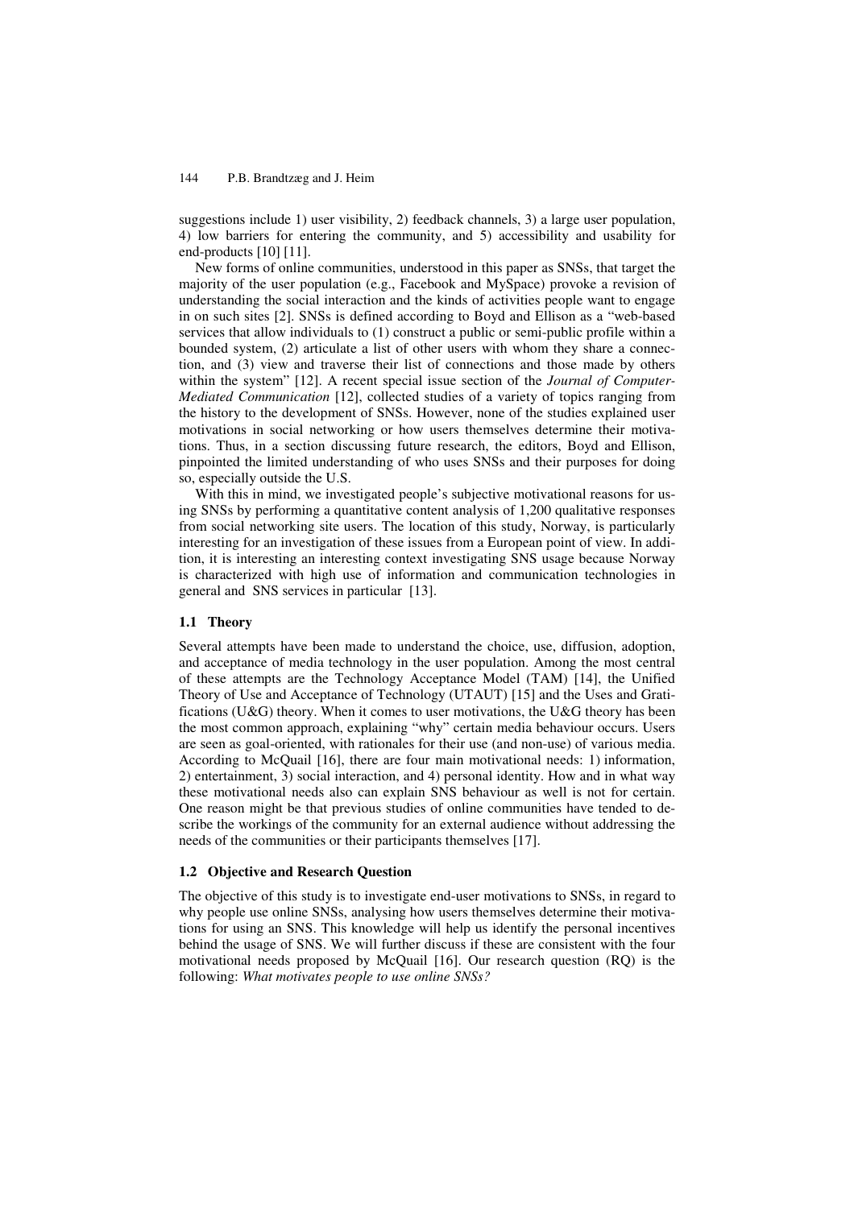suggestions include 1) user visibility, 2) feedback channels, 3) a large user population, 4) low barriers for entering the community, and 5) accessibility and usability for end-products [10] [11].

New forms of online communities, understood in this paper as SNSs, that target the majority of the user population (e.g., Facebook and MySpace) provoke a revision of understanding the social interaction and the kinds of activities people want to engage in on such sites [2]. SNSs is defined according to Boyd and Ellison as a "web-based services that allow individuals to (1) construct a public or semi-public profile within a bounded system, (2) articulate a list of other users with whom they share a connection, and (3) view and traverse their list of connections and those made by others within the system" [12]. A recent special issue section of the *Journal of Computer-Mediated Communication* [12], collected studies of a variety of topics ranging from the history to the development of SNSs. However, none of the studies explained user motivations in social networking or how users themselves determine their motivations. Thus, in a section discussing future research, the editors, Boyd and Ellison, pinpointed the limited understanding of who uses SNSs and their purposes for doing so, especially outside the U.S.

With this in mind, we investigated people's subjective motivational reasons for using SNSs by performing a quantitative content analysis of 1,200 qualitative responses from social networking site users. The location of this study, Norway, is particularly interesting for an investigation of these issues from a European point of view. In addition, it is interesting an interesting context investigating SNS usage because Norway is characterized with high use of information and communication technologies in general and SNS services in particular [13].

### 1.1 Theory

Several attempts have been made to understand the choice, use, diffusion, adoption, and acceptance of media technology in the user population. Among the most central of these attempts are the Technology Acceptance Model (TAM) [14], the Unified Theory of Use and Acceptance of Technology (UTAUT) [15] and the Uses and Gratifications (U&G) theory. When it comes to user motivations, the U&G theory has been the most common approach, explaining "why" certain media behaviour occurs. Users are seen as goal-oriented, with rationales for their use (and non-use) of various media. According to McQuail [16], there are four main motivational needs: 1) information, 2) entertainment, 3) social interaction, and 4) personal identity. How and in what way these motivational needs also can explain SNS behaviour as well is not for certain. One reason might be that previous studies of online communities have tended to describe the workings of the community for an external audience without addressing the needs of the communities or their participants themselves [17].

### 1.2 Objective and Research Question

The objective of this study is to investigate end-user motivations to SNSs, in regard to why people use online SNSs, analysing how users themselves determine their motivations for using an SNS. This knowledge will help us identify the personal incentives behind the usage of SNS. We will further discuss if these are consistent with the four motivational needs proposed by McQuail [16]. Our research question (RQ) is the following: *What motivates people to use online SNSs?*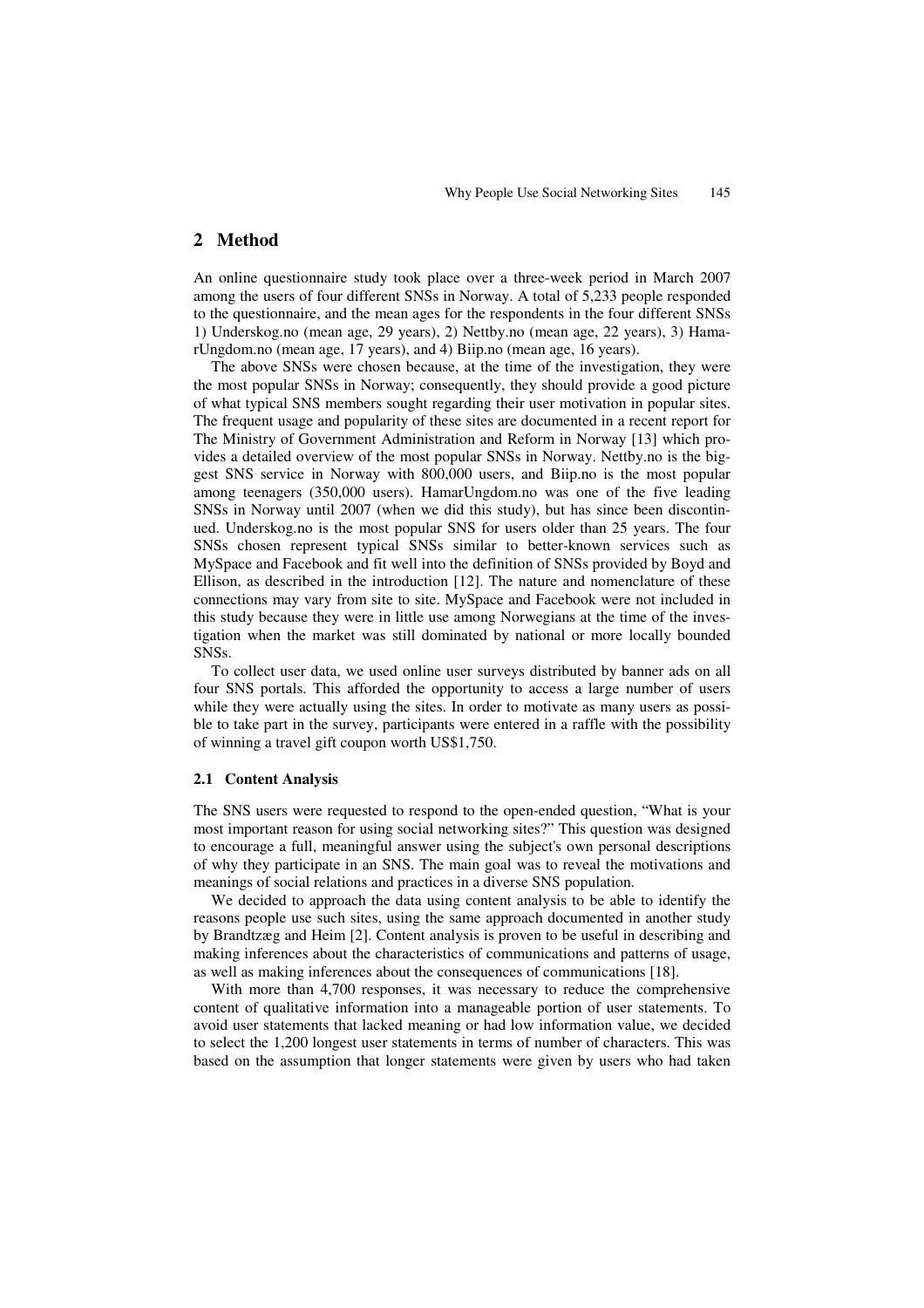## 2 Method

An online questionnaire study took place over a three-week period in March 2007 among the users of four different SNSs in Norway. A total of 5,233 people responded to the questionnaire, and the mean ages for the respondents in the four different SNSs 1) Underskog.no (mean age, 29 years), 2) Nettby.no (mean age, 22 years), 3) HamarUngdom.no (mean age, 17 years), and 4) Biip.no (mean age, 16 years).

The above SNSs were chosen because, at the time of the investigation, they were the most popular SNSs in Norway; consequently, they should provide a good picture of what typical SNS members sought regarding their user motivation in popular sites. The frequent usage and popularity of these sites are documented in a recent report for The Ministry of Government Administration and Reform in Norway [13] which provides a detailed overview of the most popular SNSs in Norway. Nettby.no is the biggest SNS service in Norway with 800,000 users, and Biip.no is the most popular among teenagers (350,000 users). HamarUngdom.no was one of the five leading SNSs in Norway until 2007 (when we did this study), but has since been discontinued. Underskog.no is the most popular SNS for users older than 25 years. The four SNSs chosen represent typical SNSs similar to better-known services such as MySpace and Facebook and fit well into the definition of SNSs provided by Boyd and Ellison, as described in the introduction [12]. The nature and nomenclature of these connections may vary from site to site. MySpace and Facebook were not included in this study because they were in little use among Norwegians at the time of the investigation when the market was still dominated by national or more locally bounded SNSs.

To collect user data, we used online user surveys distributed by banner ads on all four SNS portals. This afforded the opportunity to access a large number of users while they were actually using the sites. In order to motivate as many users as possible to take part in the survey, participants were entered in a raffle with the possibility of winning a travel gift coupon worth US$1,750.

### 2.1 Content Analysis

The SNS users were requested to respond to the open-ended question, "What is your most important reason for using social networking sites?" This question was designed to encourage a full, meaningful answer using the subject's own personal descriptions of why they participate in an SNS. The main goal was to reveal the motivations and meanings of social relations and practices in a diverse SNS population.

We decided to approach the data using content analysis to be able to identify the reasons people use such sites, using the same approach documented in another study by Brandtzæg and Heim [2]. Content analysis is proven to be useful in describing and making inferences about the characteristics of communications and patterns of usage, as well as making inferences about the consequences of communications [18].

With more than 4,700 responses, it was necessary to reduce the comprehensive content of qualitative information into a manageable portion of user statements. To avoid user statements that lacked meaning or had low information value, we decided to select the 1,200 longest user statements in terms of number of characters. This was based on the assumption that longer statements were given by users who had taken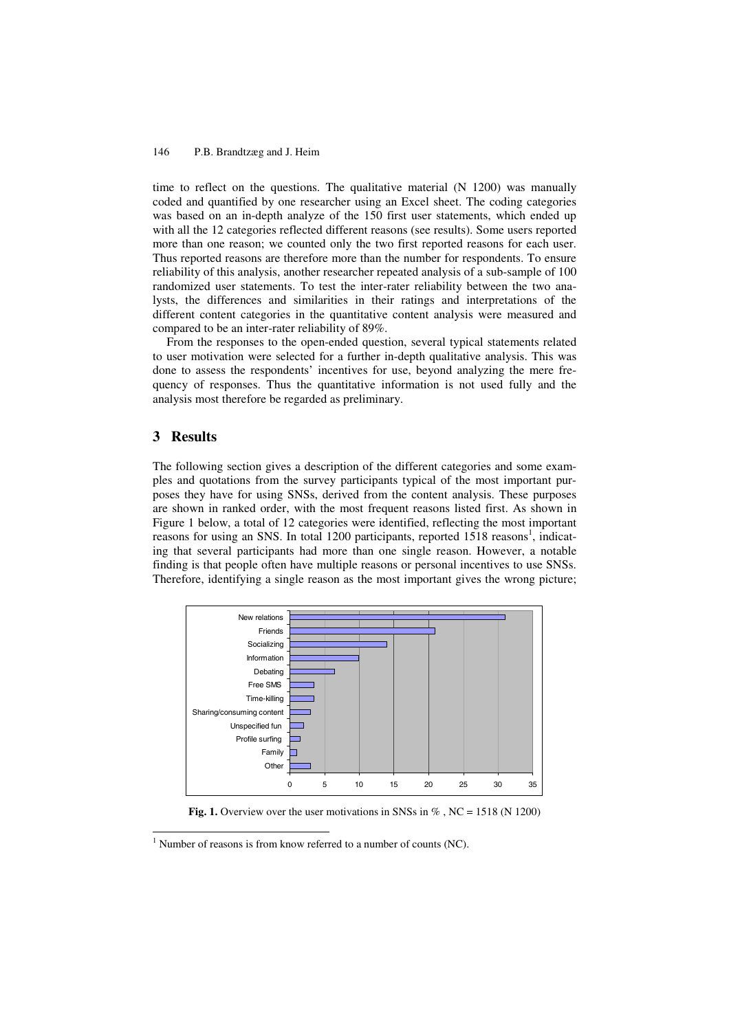time to reflect on the questions. The qualitative material (N 1200) was manually coded and quantified by one researcher using an Excel sheet. The coding categories was based on an in-depth analyze of the 150 first user statements, which ended up with all the 12 categories reflected different reasons (see results). Some users reported more than one reason; we counted only the two first reported reasons for each user. Thus reported reasons are therefore more than the number for respondents. To ensure reliability of this analysis, another researcher repeated analysis of a sub-sample of 100 randomized user statements. To test the inter-rater reliability between the two analysts, the differences and similarities in their ratings and interpretations of the different content categories in the quantitative content analysis were measured and compared to be an inter-rater reliability of 89%.

From the responses to the open-ended question, several typical statements related to user motivation were selected for a further in-depth qualitative analysis. This was done to assess the respondents' incentives for use, beyond analyzing the mere frequency of responses. Thus the quantitative information is not used fully and the analysis most therefore be regarded as preliminary.

## 3 Results

The following section gives a description of the different categories and some examples and quotations from the survey participants typical of the most important purposes they have for using SNSs, derived from the content analysis. These purposes are shown in ranked order, with the most frequent reasons listed first. As shown in Figure 1 below, a total of 12 categories were identified, reflecting the most important reasons for using an SNS. In total 1200 participants, reported 1518 reasons[1], indicating that several participants had more than one single reason. However, a notable finding is that people often have multiple reasons or personal incentives to use SNSs. Therefore, identifying a single reason as the most important gives the wrong picture;

**Fig. 1.** Overview over the user motivations in SNSs in % , NC = 1518 (N 1200)

[1] Number of reasons is from know referred to a number of counts (NC).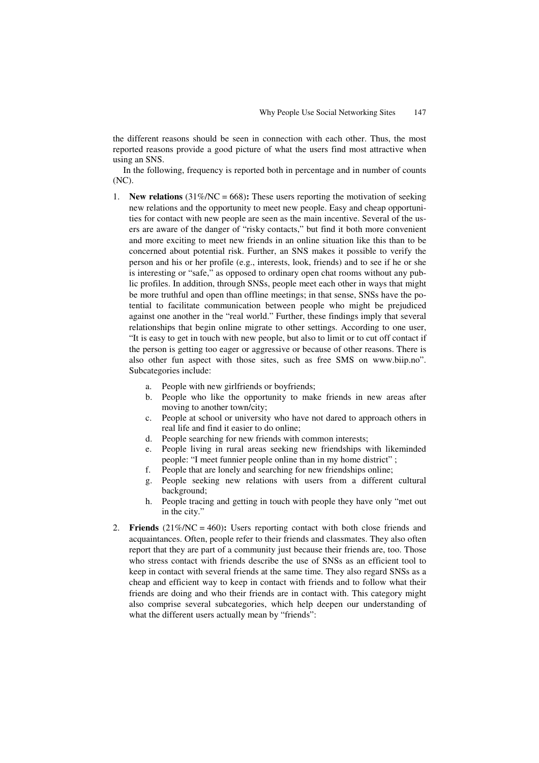the different reasons should be seen in connection with each other. Thus, the most reported reasons provide a good picture of what the users find most attractive when using an SNS.

In the following, frequency is reported both in percentage and in number of counts (NC).

1. **New relations** (31%/NC = 668)**:** These users reporting the motivation of seeking new relations and the opportunity to meet new people. Easy and cheap opportunities for contact with new people are seen as the main incentive. Several of the users are aware of the danger of "risky contacts," but find it both more convenient and more exciting to meet new friends in an online situation like this than to be concerned about potential risk. Further, an SNS makes it possible to verify the person and his or her profile (e.g., interests, look, friends) and to see if he or she is interesting or "safe," as opposed to ordinary open chat rooms without any public profiles. In addition, through SNSs, people meet each other in ways that might be more truthful and open than offline meetings; in that sense, SNSs have the potential to facilitate communication between people who might be prejudiced against one another in the "real world." Further, these findings imply that several relationships that begin online migrate to other settings. According to one user, "It is easy to get in touch with new people, but also to limit or to cut off contact if the person is getting too eager or aggressive or because of other reasons. There is also other fun aspect with those sites, such as free SMS on www.biip.no". Subcategories include:

   a. People with new girlfriends or boyfriends;
   b. People who like the opportunity to make friends in new areas after moving to another town/city;
   c. People at school or university who have not dared to approach others in real life and find it easier to do online;
   d. People searching for new friends with common interests;
   e. People living in rural areas seeking new friendships with likeminded people: "I meet funnier people online than in my home district" ;
   f. People that are lonely and searching for new friendships online;
   g. People seeking new relations with users from a different cultural background;
   h. People tracing and getting in touch with people they have only "met out in the city."

2. **Friends** (21%/NC = 460)**:** Users reporting contact with both close friends and acquaintances. Often, people refer to their friends and classmates. They also often report that they are part of a community just because their friends are, too. Those who stress contact with friends describe the use of SNSs as an efficient tool to keep in contact with several friends at the same time. They also regard SNSs as a cheap and efficient way to keep in contact with friends and to follow what their friends are doing and who their friends are in contact with. This category might also comprise several subcategories, which help deepen our understanding of what the different users actually mean by "friends":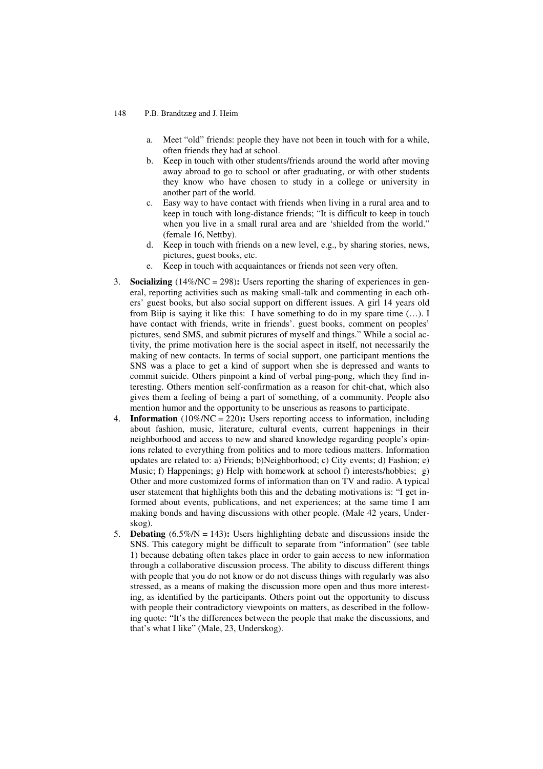a. Meet "old" friends: people they have not been in touch with for a while, often friends they had at school.
b. Keep in touch with other students/friends around the world after moving away abroad to go to school or after graduating, or with other students they know who have chosen to study in a college or university in another part of the world.
c. Easy way to have contact with friends when living in a rural area and to keep in touch with long-distance friends; "It is difficult to keep in touch when you live in a small rural area and are 'shielded from the world." (female 16, Nettby).
d. Keep in touch with friends on a new level, e.g., by sharing stories, news, pictures, guest books, etc.
e. Keep in touch with acquaintances or friends not seen very often.

3. **Socializing** (14%/NC = 298)**:** Users reporting the sharing of experiences in general, reporting activities such as making small-talk and commenting in each others' guest books, but also social support on different issues. A girl 14 years old from Biip is saying it like this: I have something to do in my spare time (…). I have contact with friends, write in friends'. guest books, comment on peoples' pictures, send SMS, and submit pictures of myself and things." While a social activity, the prime motivation here is the social aspect in itself, not necessarily the making of new contacts. In terms of social support, one participant mentions the SNS was a place to get a kind of support when she is depressed and wants to commit suicide. Others pinpoint a kind of verbal ping-pong, which they find interesting. Others mention self-confirmation as a reason for chit-chat, which also gives them a feeling of being a part of something, of a community. People also mention humor and the opportunity to be unserious as reasons to participate.
4. **Information** (10%/NC = 220)**:** Users reporting access to information, including about fashion, music, literature, cultural events, current happenings in their neighborhood and access to new and shared knowledge regarding people's opinions related to everything from politics and to more tedious matters. Information updates are related to: a) Friends; b)Neighborhood; c) City events; d) Fashion; e) Music; f) Happenings; g) Help with homework at school f) interests/hobbies; g) Other and more customized forms of information than on TV and radio. A typical user statement that highlights both this and the debating motivations is: "I get informed about events, publications, and net experiences; at the same time I am making bonds and having discussions with other people. (Male 42 years, Underskog).
5. **Debating** (6.5%/N = 143)**:** Users highlighting debate and discussions inside the SNS. This category might be difficult to separate from "information" (see table 1) because debating often takes place in order to gain access to new information through a collaborative discussion process. The ability to discuss different things with people that you do not know or do not discuss things with regularly was also stressed, as a means of making the discussion more open and thus more interesting, as identified by the participants. Others point out the opportunity to discuss with people their contradictory viewpoints on matters, as described in the following quote: "It's the differences between the people that make the discussions, and that's what I like" (Male, 23, Underskog).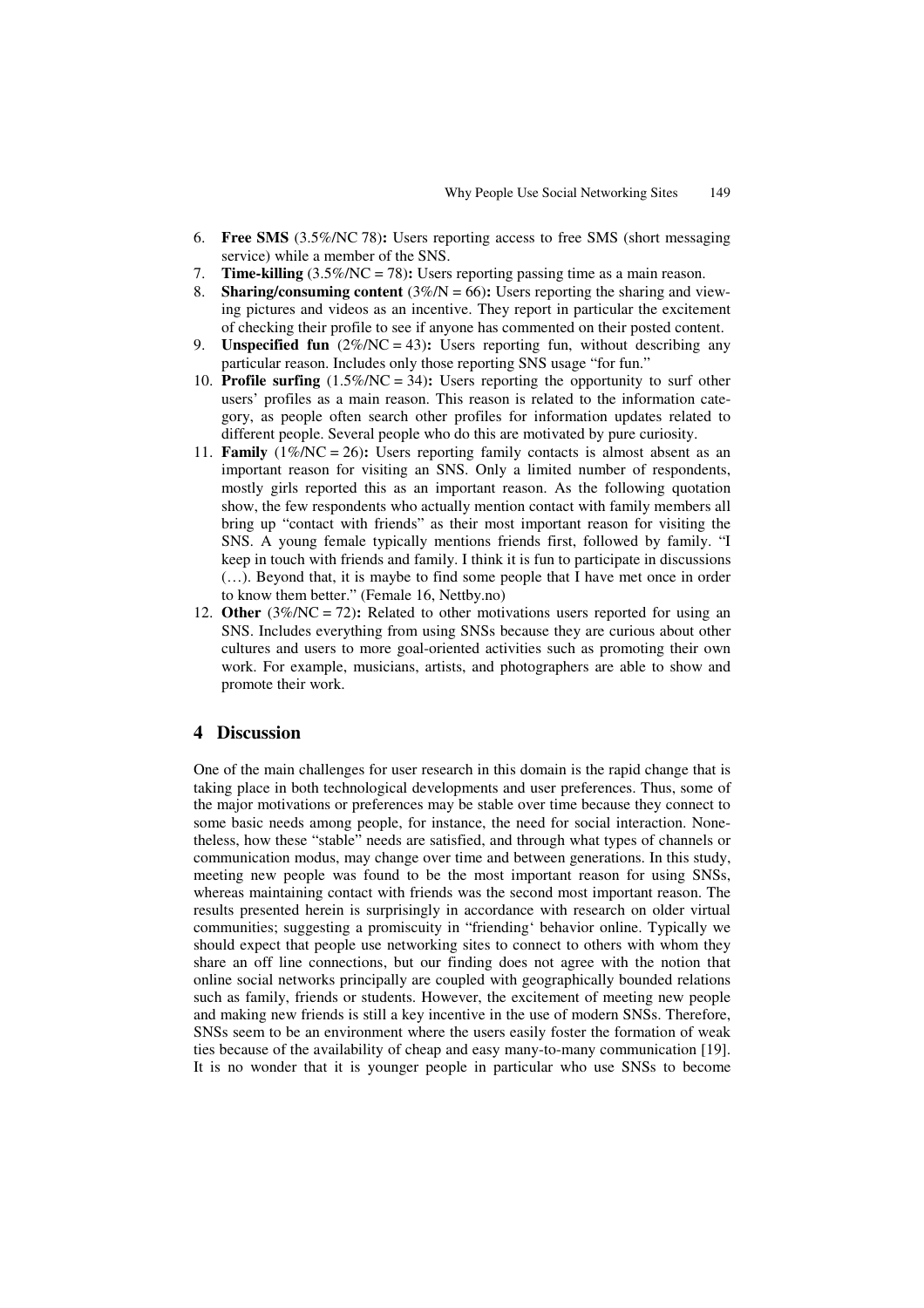6. **Free SMS** (3.5%/NC 78)**:** Users reporting access to free SMS (short messaging service) while a member of the SNS.
7. **Time-killing** (3.5%/NC = 78)**:** Users reporting passing time as a main reason.
8. **Sharing/consuming content** (3%/N = 66)**:** Users reporting the sharing and viewing pictures and videos as an incentive. They report in particular the excitement of checking their profile to see if anyone has commented on their posted content.
9. **Unspecified fun** (2%/NC = 43)**:** Users reporting fun, without describing any particular reason. Includes only those reporting SNS usage "for fun."
10. **Profile surfing** (1.5%/NC = 34)**:** Users reporting the opportunity to surf other users' profiles as a main reason. This reason is related to the information category, as people often search other profiles for information updates related to different people. Several people who do this are motivated by pure curiosity.
11. **Family** (1%/NC = 26)**:** Users reporting family contacts is almost absent as an important reason for visiting an SNS. Only a limited number of respondents, mostly girls reported this as an important reason. As the following quotation show, the few respondents who actually mention contact with family members all bring up "contact with friends" as their most important reason for visiting the SNS. A young female typically mentions friends first, followed by family. "I keep in touch with friends and family. I think it is fun to participate in discussions (…). Beyond that, it is maybe to find some people that I have met once in order to know them better." (Female 16, Nettby.no)
12. **Other** (3%/NC = 72)**:** Related to other motivations users reported for using an SNS. Includes everything from using SNSs because they are curious about other cultures and users to more goal-oriented activities such as promoting their own work. For example, musicians, artists, and photographers are able to show and promote their work.

## 4 Discussion

One of the main challenges for user research in this domain is the rapid change that is taking place in both technological developments and user preferences. Thus, some of the major motivations or preferences may be stable over time because they connect to some basic needs among people, for instance, the need for social interaction. Nonetheless, how these "stable" needs are satisfied, and through what types of channels or communication modus, may change over time and between generations. In this study, meeting new people was found to be the most important reason for using SNSs, whereas maintaining contact with friends was the second most important reason. The results presented herein is surprisingly in accordance with research on older virtual communities; suggesting a promiscuity in "friending' behavior online. Typically we should expect that people use networking sites to connect to others with whom they share an off line connections, but our finding does not agree with the notion that online social networks principally are coupled with geographically bounded relations such as family, friends or students. However, the excitement of meeting new people and making new friends is still a key incentive in the use of modern SNSs. Therefore, SNSs seem to be an environment where the users easily foster the formation of weak ties because of the availability of cheap and easy many-to-many communication [19]. It is no wonder that it is younger people in particular who use SNSs to become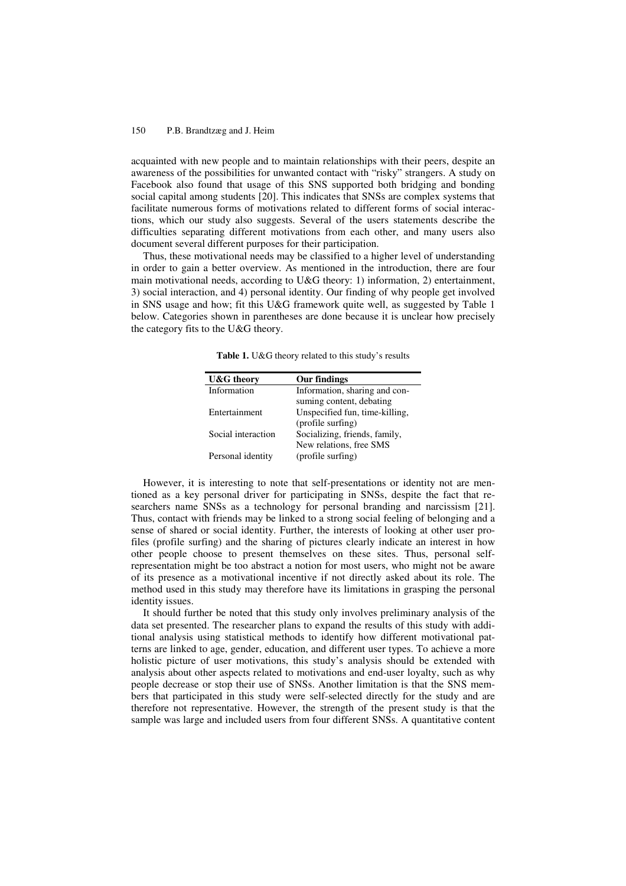acquainted with new people and to maintain relationships with their peers, despite an awareness of the possibilities for unwanted contact with "risky" strangers. A study on Facebook also found that usage of this SNS supported both bridging and bonding social capital among students [20]. This indicates that SNSs are complex systems that facilitate numerous forms of motivations related to different forms of social interactions, which our study also suggests. Several of the users statements describe the difficulties separating different motivations from each other, and many users also document several different purposes for their participation.

Thus, these motivational needs may be classified to a higher level of understanding in order to gain a better overview. As mentioned in the introduction, there are four main motivational needs, according to U&G theory: 1) information, 2) entertainment, 3) social interaction, and 4) personal identity. Our finding of why people get involved in SNS usage and how; fit this U&G framework quite well, as suggested by Table 1 below. Categories shown in parentheses are done because it is unclear how precisely the category fits to the U&G theory.

**Table 1.** U&G theory related to this study's results

| U&G theory | Our findings |
|---|---|
| Information | Information, sharing and consuming content, debating |
| Entertainment | Unspecified fun, time-killing, (profile surfing) |
| Social interaction | Socializing, friends, family, New relations, free SMS |
| Personal identity | (profile surfing) |

However, it is interesting to note that self-presentations or identity not are mentioned as a key personal driver for participating in SNSs, despite the fact that researchers name SNSs as a technology for personal branding and narcissism [21]. Thus, contact with friends may be linked to a strong social feeling of belonging and a sense of shared or social identity. Further, the interests of looking at other user profiles (profile surfing) and the sharing of pictures clearly indicate an interest in how other people choose to present themselves on these sites. Thus, personal self-representation might be too abstract a notion for most users, who might not be aware of its presence as a motivational incentive if not directly asked about its role. The method used in this study may therefore have its limitations in grasping the personal identity issues.

It should further be noted that this study only involves preliminary analysis of the data set presented. The researcher plans to expand the results of this study with additional analysis using statistical methods to identify how different motivational patterns are linked to age, gender, education, and different user types. To achieve a more holistic picture of user motivations, this study's analysis should be extended with analysis about other aspects related to motivations and end-user loyalty, such as why people decrease or stop their use of SNSs. Another limitation is that the SNS members that participated in this study were self-selected directly for the study and are therefore not representative. However, the strength of the present study is that the sample was large and included users from four different SNSs. A quantitative content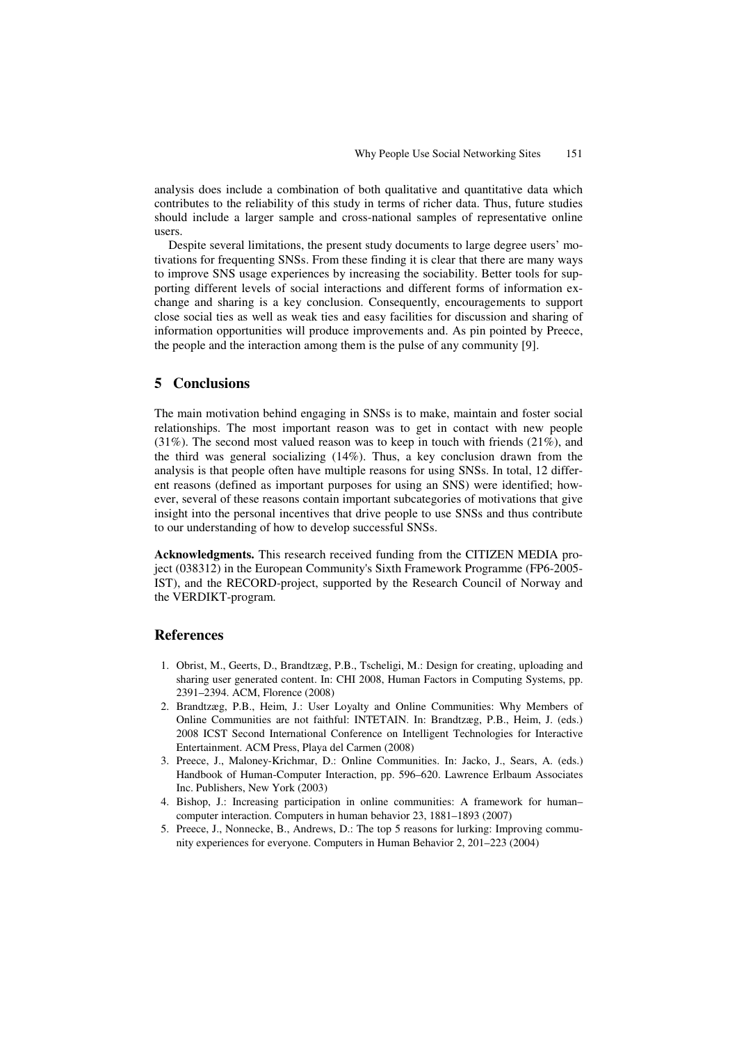analysis does include a combination of both qualitative and quantitative data which contributes to the reliability of this study in terms of richer data. Thus, future studies should include a larger sample and cross-national samples of representative online users.

Despite several limitations, the present study documents to large degree users' motivations for frequenting SNSs. From these finding it is clear that there are many ways to improve SNS usage experiences by increasing the sociability. Better tools for supporting different levels of social interactions and different forms of information exchange and sharing is a key conclusion. Consequently, encouragements to support close social ties as well as weak ties and easy facilities for discussion and sharing of information opportunities will produce improvements and. As pin pointed by Preece, the people and the interaction among them is the pulse of any community [9].

## 5 Conclusions

The main motivation behind engaging in SNSs is to make, maintain and foster social relationships. The most important reason was to get in contact with new people (31%). The second most valued reason was to keep in touch with friends (21%), and the third was general socializing (14%). Thus, a key conclusion drawn from the analysis is that people often have multiple reasons for using SNSs. In total, 12 different reasons (defined as important purposes for using an SNS) were identified; however, several of these reasons contain important subcategories of motivations that give insight into the personal incentives that drive people to use SNSs and thus contribute to our understanding of how to develop successful SNSs.

**Acknowledgments.** This research received funding from the CITIZEN MEDIA project (038312) in the European Community's Sixth Framework Programme (FP6-2005-IST), and the RECORD-project, supported by the Research Council of Norway and the VERDIKT-program.

## References

1. Obrist, M., Geerts, D., Brandtzæg, P.B., Tscheligi, M.: Design for creating, uploading and sharing user generated content. In: CHI 2008, Human Factors in Computing Systems, pp. 2391–2394. ACM, Florence (2008)
2. Brandtzæg, P.B., Heim, J.: User Loyalty and Online Communities: Why Members of Online Communities are not faithful: INTETAIN. In: Brandtzæg, P.B., Heim, J. (eds.) 2008 ICST Second International Conference on Intelligent Technologies for Interactive Entertainment. ACM Press, Playa del Carmen (2008)
3. Preece, J., Maloney-Krichmar, D.: Online Communities. In: Jacko, J., Sears, A. (eds.) Handbook of Human-Computer Interaction, pp. 596–620. Lawrence Erlbaum Associates Inc. Publishers, New York (2003)
4. Bishop, J.: Increasing participation in online communities: A framework for human–computer interaction. Computers in human behavior 23, 1881–1893 (2007)
5. Preece, J., Nonnecke, B., Andrews, D.: The top 5 reasons for lurking: Improving community experiences for everyone. Computers in Human Behavior 2, 201–223 (2004)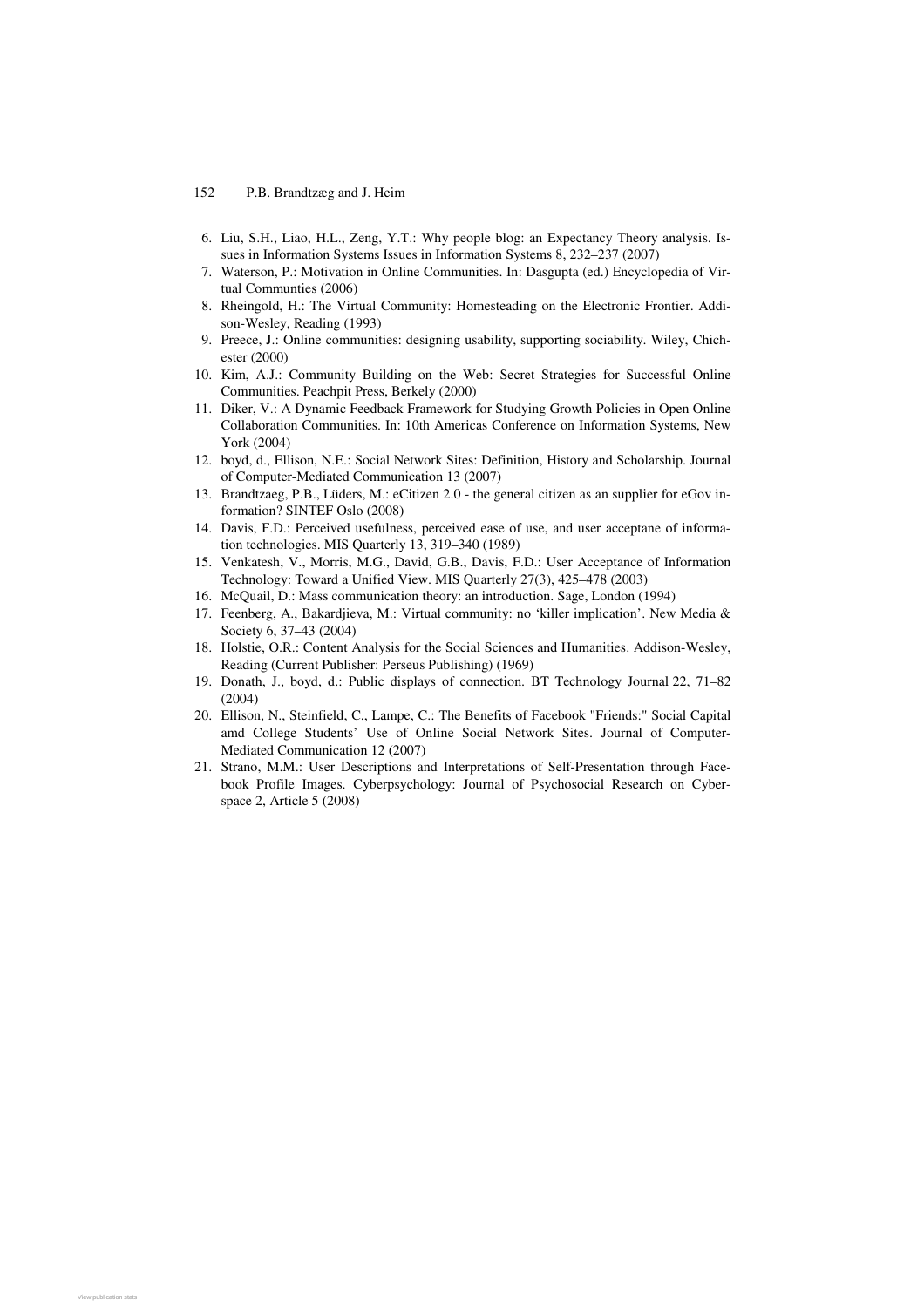6. Liu, S.H., Liao, H.L., Zeng, Y.T.: Why people blog: an Expectancy Theory analysis. Issues in Information Systems Issues in Information Systems 8, 232–237 (2007)
7. Waterson, P.: Motivation in Online Communities. In: Dasgupta (ed.) Encyclopedia of Virtual Communties (2006)
8. Rheingold, H.: The Virtual Community: Homesteading on the Electronic Frontier. Addison-Wesley, Reading (1993)
9. Preece, J.: Online communities: designing usability, supporting sociability. Wiley, Chichester (2000)
10. Kim, A.J.: Community Building on the Web: Secret Strategies for Successful Online Communities. Peachpit Press, Berkely (2000)
11. Diker, V.: A Dynamic Feedback Framework for Studying Growth Policies in Open Online Collaboration Communities. In: 10th Americas Conference on Information Systems, New York (2004)
12. boyd, d., Ellison, N.E.: Social Network Sites: Definition, History and Scholarship. Journal of Computer-Mediated Communication 13 (2007)
13. Brandtzaeg, P.B., Lüders, M.: eCitizen 2.0 - the general citizen as an supplier for eGov information? SINTEF Oslo (2008)
14. Davis, F.D.: Perceived usefulness, perceived ease of use, and user acceptane of information technologies. MIS Quarterly 13, 319–340 (1989)
15. Venkatesh, V., Morris, M.G., David, G.B., Davis, F.D.: User Acceptance of Information Technology: Toward a Unified View. MIS Quarterly 27(3), 425–478 (2003)
16. McQuail, D.: Mass communication theory: an introduction. Sage, London (1994)
17. Feenberg, A., Bakardjieva, M.: Virtual community: no 'killer implication'. New Media & Society 6, 37–43 (2004)
18. Holstie, O.R.: Content Analysis for the Social Sciences and Humanities. Addison-Wesley, Reading (Current Publisher: Perseus Publishing) (1969)
19. Donath, J., boyd, d.: Public displays of connection. BT Technology Journal 22, 71–82 (2004)
20. Ellison, N., Steinfield, C., Lampe, C.: The Benefits of Facebook "Friends:" Social Capital amd College Students' Use of Online Social Network Sites. Journal of Computer-Mediated Communication 12 (2007)
21. Strano, M.M.: User Descriptions and Interpretations of Self-Presentation through Facebook Profile Images. Cyberpsychology: Journal of Psychosocial Research on Cyberspace 2, Article 5 (2008)